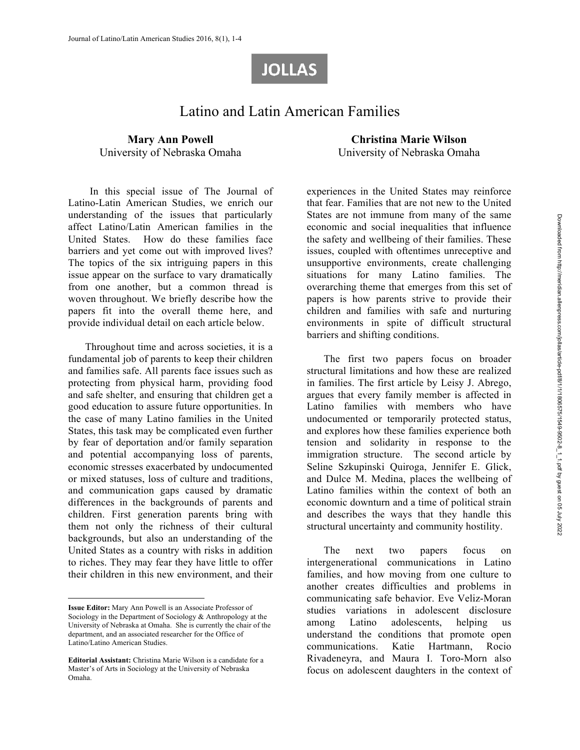# Latino and Latin American Families

**Mary Ann Powell**
University of Nebraska Omaha

**Christina Marie Wilson**
University of Nebraska Omaha

In this special issue of The Journal of Latino-Latin American Studies, we enrich our understanding of the issues that particularly affect Latino/Latin American families in the United States. How do these families face barriers and yet come out with improved lives? The topics of the six intriguing papers in this issue appear on the surface to vary dramatically from one another, but a common thread is woven throughout. We briefly describe how the papers fit into the overall theme here, and provide individual detail on each article below.

Throughout time and across societies, it is a fundamental job of parents to keep their children and families safe. All parents face issues such as protecting from physical harm, providing food and safe shelter, and ensuring that children get a good education to assure future opportunities. In the case of many Latino families in the United States, this task may be complicated even further by fear of deportation and/or family separation and potential accompanying loss of parents, economic stresses exacerbated by undocumented or mixed statuses, loss of culture and traditions, and communication gaps caused by dramatic differences in the backgrounds of parents and children. First generation parents bring with them not only the richness of their cultural backgrounds, but also an understanding of the United States as a country with risks in addition to riches. They may fear they have little to offer their children in this new environment, and their experiences in the United States may reinforce that fear. Families that are not new to the United States are not immune from many of the same economic and social inequalities that influence the safety and wellbeing of their families. These issues, coupled with oftentimes unreceptive and unsupportive environments, create challenging situations for many Latino families. The overarching theme that emerges from this set of papers is how parents strive to provide their children and families with safe and nurturing environments in spite of difficult structural barriers and shifting conditions.

The first two papers focus on broader structural limitations and how these are realized in families. The first article by Leisy J. Abrego, argues that every family member is affected in Latino families with members who have undocumented or temporarily protected status, and explores how these families experience both tension and solidarity in response to the immigration structure. The second article by Seline Szkupinski Quiroga, Jennifer E. Glick, and Dulce M. Medina, places the wellbeing of Latino families within the context of both an economic downturn and a time of political strain and describes the ways that they handle this structural uncertainty and community hostility.

The next two papers focus on intergenerational communications in Latino families, and how moving from one culture to another creates difficulties and problems in communicating safe behavior. Eve Veliz-Moran studies variations in adolescent disclosure among Latino adolescents, helping us understand the conditions that promote open communications. Katie Hartmann, Rocio Rivadeneyra, and Maura I. Toro-Morn also focus on adolescent daughters in the context of

---

**Issue Editor:** Mary Ann Powell is an Associate Professor of Sociology in the Department of Sociology & Anthropology at the University of Nebraska at Omaha. She is currently the chair of the department, and an associated researcher for the Office of Latino/Latino American Studies.

**Editorial Assistant:** Christina Marie Wilson is a candidate for a Master's of Arts in Sociology at the University of Nebraska Omaha.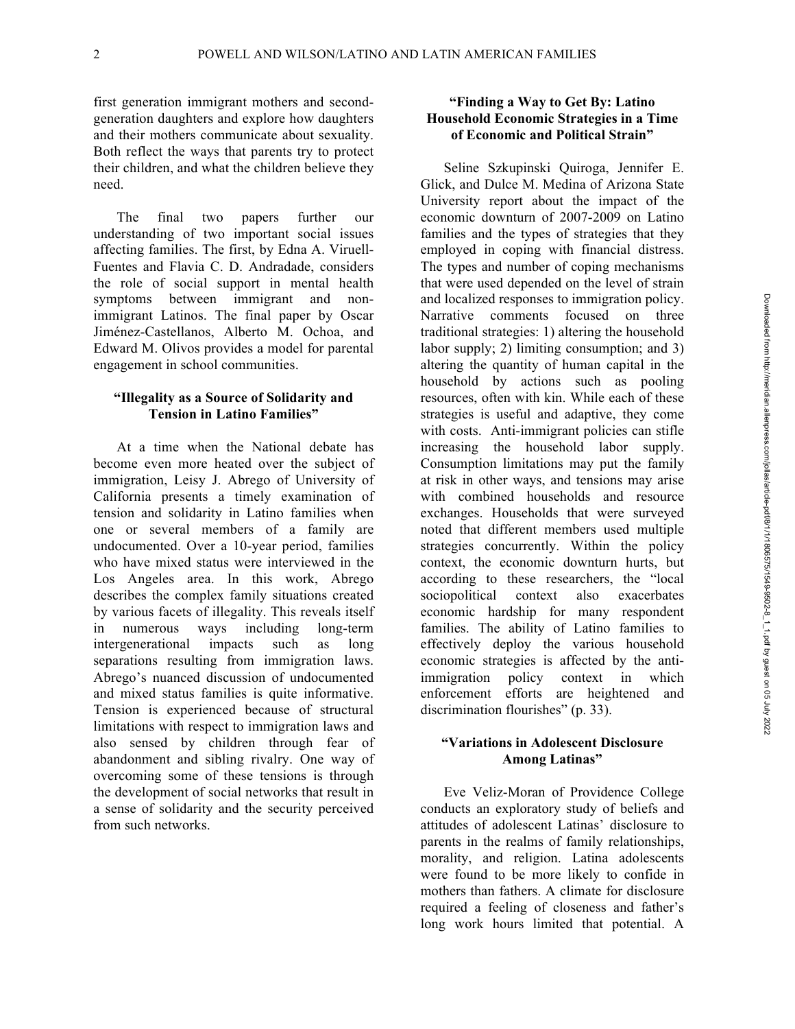first generation immigrant mothers and second-generation daughters and explore how daughters and their mothers communicate about sexuality. Both reflect the ways that parents try to protect their children, and what the children believe they need.

The final two papers further our understanding of two important social issues affecting families. The first, by Edna A. Viruell-Fuentes and Flavia C. D. Andradade, considers the role of social support in mental health symptoms between immigrant and non-immigrant Latinos. The final paper by Oscar Jiménez-Castellanos, Alberto M. Ochoa, and Edward M. Olivos provides a model for parental engagement in school communities.

### "Illegality as a Source of Solidarity and Tension in Latino Families"

At a time when the National debate has become even more heated over the subject of immigration, Leisy J. Abrego of University of California presents a timely examination of tension and solidarity in Latino families when one or several members of a family are undocumented. Over a 10-year period, families who have mixed status were interviewed in the Los Angeles area. In this work, Abrego describes the complex family situations created by various facets of illegality. This reveals itself in numerous ways including long-term intergenerational impacts such as long separations resulting from immigration laws. Abrego's nuanced discussion of undocumented and mixed status families is quite informative. Tension is experienced because of structural limitations with respect to immigration laws and also sensed by children through fear of abandonment and sibling rivalry. One way of overcoming some of these tensions is through the development of social networks that result in a sense of solidarity and the security perceived from such networks.

### "Finding a Way to Get By: Latino Household Economic Strategies in a Time of Economic and Political Strain"

Seline Szkupinski Quiroga, Jennifer E. Glick, and Dulce M. Medina of Arizona State University report about the impact of the economic downturn of 2007-2009 on Latino families and the types of strategies that they employed in coping with financial distress. The types and number of coping mechanisms that were used depended on the level of strain and localized responses to immigration policy. Narrative comments focused on three traditional strategies: 1) altering the household labor supply; 2) limiting consumption; and 3) altering the quantity of human capital in the household by actions such as pooling resources, often with kin. While each of these strategies is useful and adaptive, they come with costs. Anti-immigrant policies can stifle increasing the household labor supply. Consumption limitations may put the family at risk in other ways, and tensions may arise with combined households and resource exchanges. Households that were surveyed noted that different members used multiple strategies concurrently. Within the policy context, the economic downturn hurts, but according to these researchers, the "local sociopolitical context also exacerbates economic hardship for many respondent families. The ability of Latino families to effectively deploy the various household economic strategies is affected by the anti-immigration policy context in which enforcement efforts are heightened and discrimination flourishes" (p. 33).

### "Variations in Adolescent Disclosure Among Latinas"

Eve Veliz-Moran of Providence College conducts an exploratory study of beliefs and attitudes of adolescent Latinas' disclosure to parents in the realms of family relationships, morality, and religion. Latina adolescents were found to be more likely to confide in mothers than fathers. A climate for disclosure required a feeling of closeness and father's long work hours limited that potential. A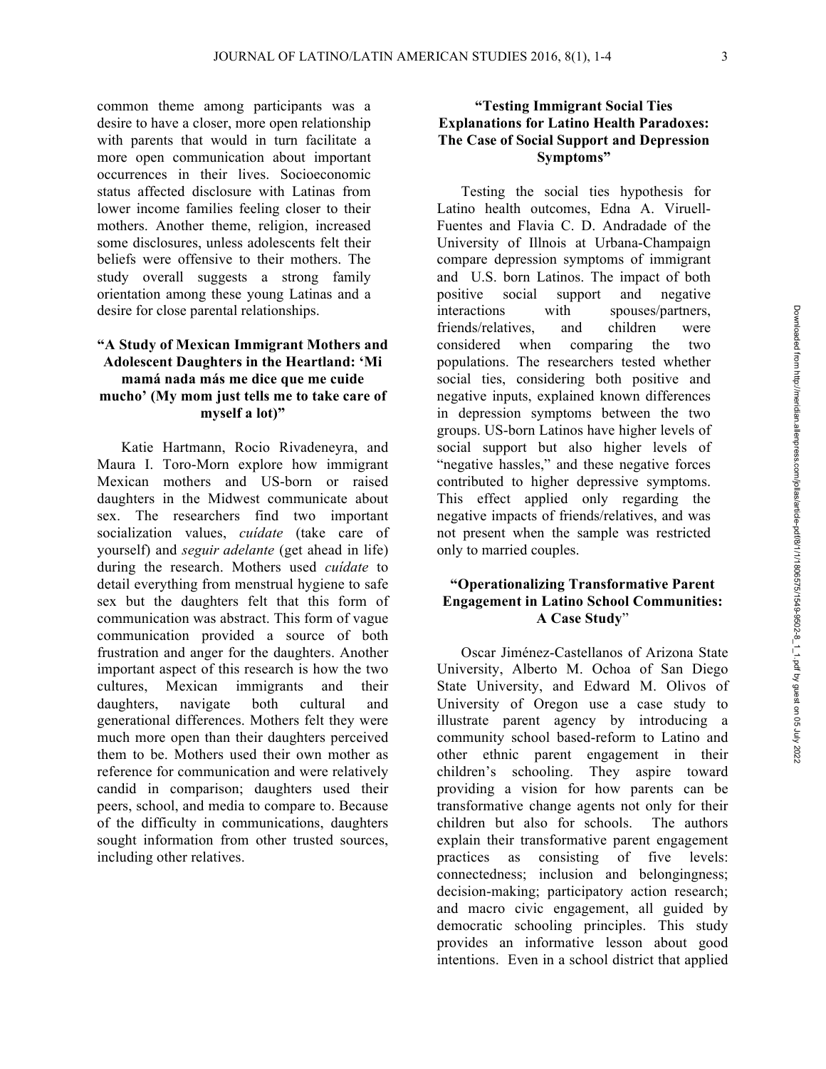common theme among participants was a desire to have a closer, more open relationship with parents that would in turn facilitate a more open communication about important occurrences in their lives. Socioeconomic status affected disclosure with Latinas from lower income families feeling closer to their mothers. Another theme, religion, increased some disclosures, unless adolescents felt their beliefs were offensive to their mothers. The study overall suggests a strong family orientation among these young Latinas and a desire for close parental relationships.

### "A Study of Mexican Immigrant Mothers and Adolescent Daughters in the Heartland: 'Mi mamá nada más me dice que me cuide mucho' (My mom just tells me to take care of myself a lot)"

Katie Hartmann, Rocio Rivadeneyra, and Maura I. Toro-Morn explore how immigrant Mexican mothers and US-born or raised daughters in the Midwest communicate about sex. The researchers find two important socialization values, *cuídate* (take care of yourself) and *seguir adelante* (get ahead in life) during the research. Mothers used *cuídate* to detail everything from menstrual hygiene to safe sex but the daughters felt that this form of communication was abstract. This form of vague communication provided a source of both frustration and anger for the daughters. Another important aspect of this research is how the two cultures, Mexican immigrants and their daughters, navigate both cultural and generational differences. Mothers felt they were much more open than their daughters perceived them to be. Mothers used their own mother as reference for communication and were relatively candid in comparison; daughters used their peers, school, and media to compare to. Because of the difficulty in communications, daughters sought information from other trusted sources, including other relatives.

### "Testing Immigrant Social Ties Explanations for Latino Health Paradoxes: The Case of Social Support and Depression Symptoms"

Testing the social ties hypothesis for Latino health outcomes, Edna A. Viruell-Fuentes and Flavia C. D. Andradade of the University of Illnois at Urbana-Champaign compare depression symptoms of immigrant and U.S. born Latinos. The impact of both positive social support and negative interactions with spouses/partners, friends/relatives, and children were considered when comparing the two populations. The researchers tested whether social ties, considering both positive and negative inputs, explained known differences in depression symptoms between the two groups. US-born Latinos have higher levels of social support but also higher levels of "negative hassles," and these negative forces contributed to higher depressive symptoms. This effect applied only regarding the negative impacts of friends/relatives, and was not present when the sample was restricted only to married couples.

### "Operationalizing Transformative Parent Engagement in Latino School Communities: A Case Study"

Oscar Jiménez-Castellanos of Arizona State University, Alberto M. Ochoa of San Diego State University, and Edward M. Olivos of University of Oregon use a case study to illustrate parent agency by introducing a community school based-reform to Latino and other ethnic parent engagement in their children's schooling. They aspire toward providing a vision for how parents can be transformative change agents not only for their children but also for schools. The authors explain their transformative parent engagement practices as consisting of five levels: connectedness; inclusion and belongingness; decision-making; participatory action research; and macro civic engagement, all guided by democratic schooling principles. This study provides an informative lesson about good intentions. Even in a school district that applied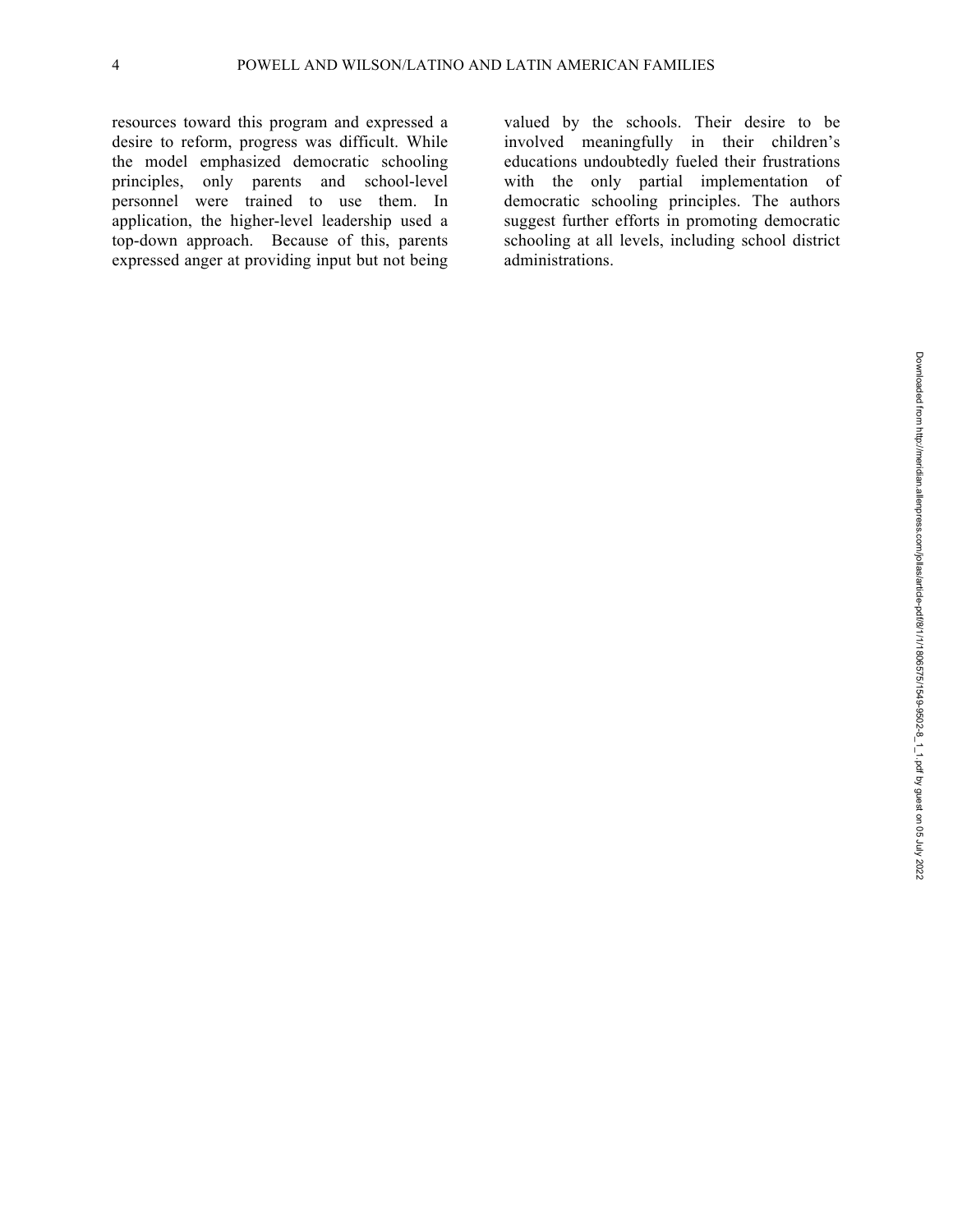resources toward this program and expressed a desire to reform, progress was difficult. While the model emphasized democratic schooling principles, only parents and school-level personnel were trained to use them. In application, the higher-level leadership used a top-down approach. Because of this, parents expressed anger at providing input but not being valued by the schools. Their desire to be involved meaningfully in their children's educations undoubtedly fueled their frustrations with the only partial implementation of democratic schooling principles. The authors suggest further efforts in promoting democratic schooling at all levels, including school district administrations.